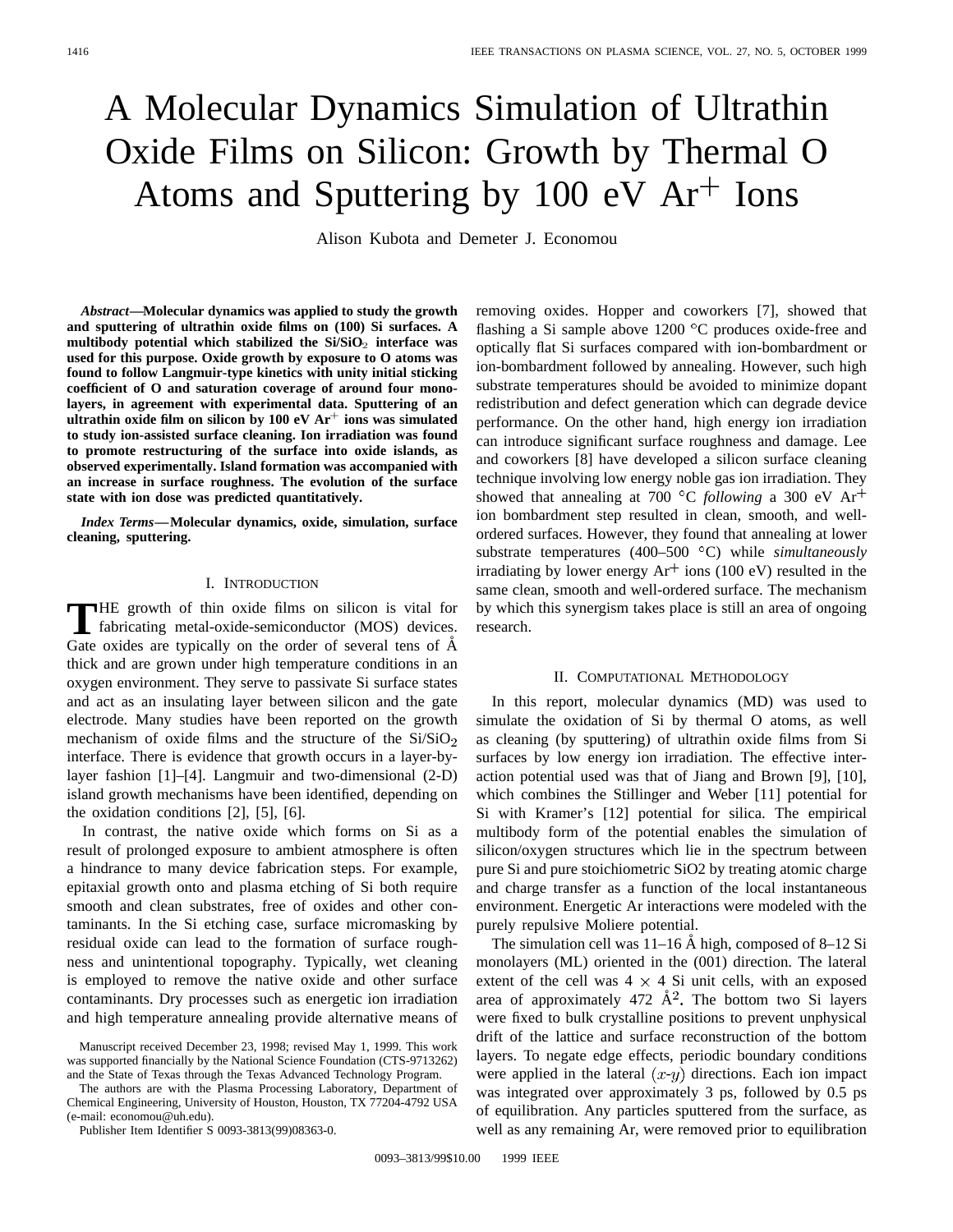# A Molecular Dynamics Simulation of Ultrathin Oxide Films on Silicon: Growth by Thermal O Atoms and Sputtering by 100 eV $Ar^+$ Ions

Alison Kubota and Demeter J. Economou

***Abstract*—Molecular dynamics was applied to study the growth and sputtering of ultrathin oxide films on (100) Si surfaces. A multibody potential which stabilized the $Si/SiO_2$ interface was used for this purpose. Oxide growth by exposure to O atoms was found to follow Langmuir-type kinetics with unity initial sticking coefficient of O and saturation coverage of around four monolayers, in agreement with experimental data. Sputtering of an ultrathin oxide film on silicon by 100 eV $Ar^+$ ions was simulated to study ion-assisted surface cleaning. Ion irradiation was found to promote restructuring of the surface into oxide islands, as observed experimentally. Island formation was accompanied with an increase in surface roughness. The evolution of the surface state with ion dose was predicted quantitatively.**

***Index Terms*—Molecular dynamics, oxide, simulation, surface cleaning, sputtering.**

## I. Introduction

The growth of thin oxide films on silicon is vital for fabricating metal-oxide-semiconductor (MOS) devices. Gate oxides are typically on the order of several tens of Å thick and are grown under high temperature conditions in an oxygen environment. They serve to passivate Si surface states and act as an insulating layer between silicon and the gate electrode. Many studies have been reported on the growth mechanism of oxide films and the structure of the $Si/SiO_2$ interface. There is evidence that growth occurs in a layer-by-layer fashion [1]–[4]. Langmuir and two-dimensional (2-D) island growth mechanisms have been identified, depending on the oxidation conditions [2], [5], [6].

In contrast, the native oxide which forms on Si as a result of prolonged exposure to ambient atmosphere is often a hindrance to many device fabrication steps. For example, epitaxial growth onto and plasma etching of Si both require smooth and clean substrates, free of oxides and other contaminants. In the Si etching case, surface micromasking by residual oxide can lead to the formation of surface roughness and unintentional topography. Typically, wet cleaning is employed to remove the native oxide and other surface contaminants. Dry processes such as energetic ion irradiation and high temperature annealing provide alternative means of removing oxides. Hopper and coworkers [7], showed that flashing a Si sample above 1200 °C produces oxide-free and optically flat Si surfaces compared with ion-bombardment or ion-bombardment followed by annealing. However, such high substrate temperatures should be avoided to minimize dopant redistribution and defect generation which can degrade device performance. On the other hand, high energy ion irradiation can introduce significant surface roughness and damage. Lee and coworkers [8] have developed a silicon surface cleaning technique involving low energy noble gas ion irradiation. They showed that annealing at 700 °C *following* a 300 eV $Ar^+$ ion bombardment step resulted in clean, smooth, and well-ordered surfaces. However, they found that annealing at lower substrate temperatures (400–500 °C) while *simultaneously* irradiating by lower energy $Ar^+$ ions (100 eV) resulted in the same clean, smooth and well-ordered surface. The mechanism by which this synergism takes place is still an area of ongoing research.

Manuscript received December 23, 1998; revised May 1, 1999. This work was supported financially by the National Science Foundation (CTS-9713262) and the State of Texas through the Texas Advanced Technology Program.

The authors are with the Plasma Processing Laboratory, Department of Chemical Engineering, University of Houston, Houston, TX 77204-4792 USA (e-mail: economou@uh.edu).

Publisher Item Identifier S 0093-3813(99)08363-0.

## II. Computational Methodology

In this report, molecular dynamics (MD) was used to simulate the oxidation of Si by thermal O atoms, as well as cleaning (by sputtering) of ultrathin oxide films from Si surfaces by low energy ion irradiation. The effective interaction potential used was that of Jiang and Brown [9], [10], which combines the Stillinger and Weber [11] potential for Si with Kramer's [12] potential for silica. The empirical multibody form of the potential enables the simulation of silicon/oxygen structures which lie in the spectrum between pure Si and pure stoichiometric SiO2 by treating atomic charge and charge transfer as a function of the local instantaneous environment. Energetic Ar interactions were modeled with the purely repulsive Moliere potential.

The simulation cell was 11–16 Å high, composed of 8–12 Si monolayers (ML) oriented in the (001) direction. The lateral extent of the cell was $4 \times 4$ Si unit cells, with an exposed area of approximately 472 $Å^2$. The bottom two Si layers were fixed to bulk crystalline positions to prevent unphysical drift of the lattice and surface reconstruction of the bottom layers. To negate edge effects, periodic boundary conditions were applied in the lateral ($x$-$y$) directions. Each ion impact was integrated over approximately 3 ps, followed by 0.5 ps of equilibration. Any particles sputtered from the surface, as well as any remaining Ar, were removed prior to equilibration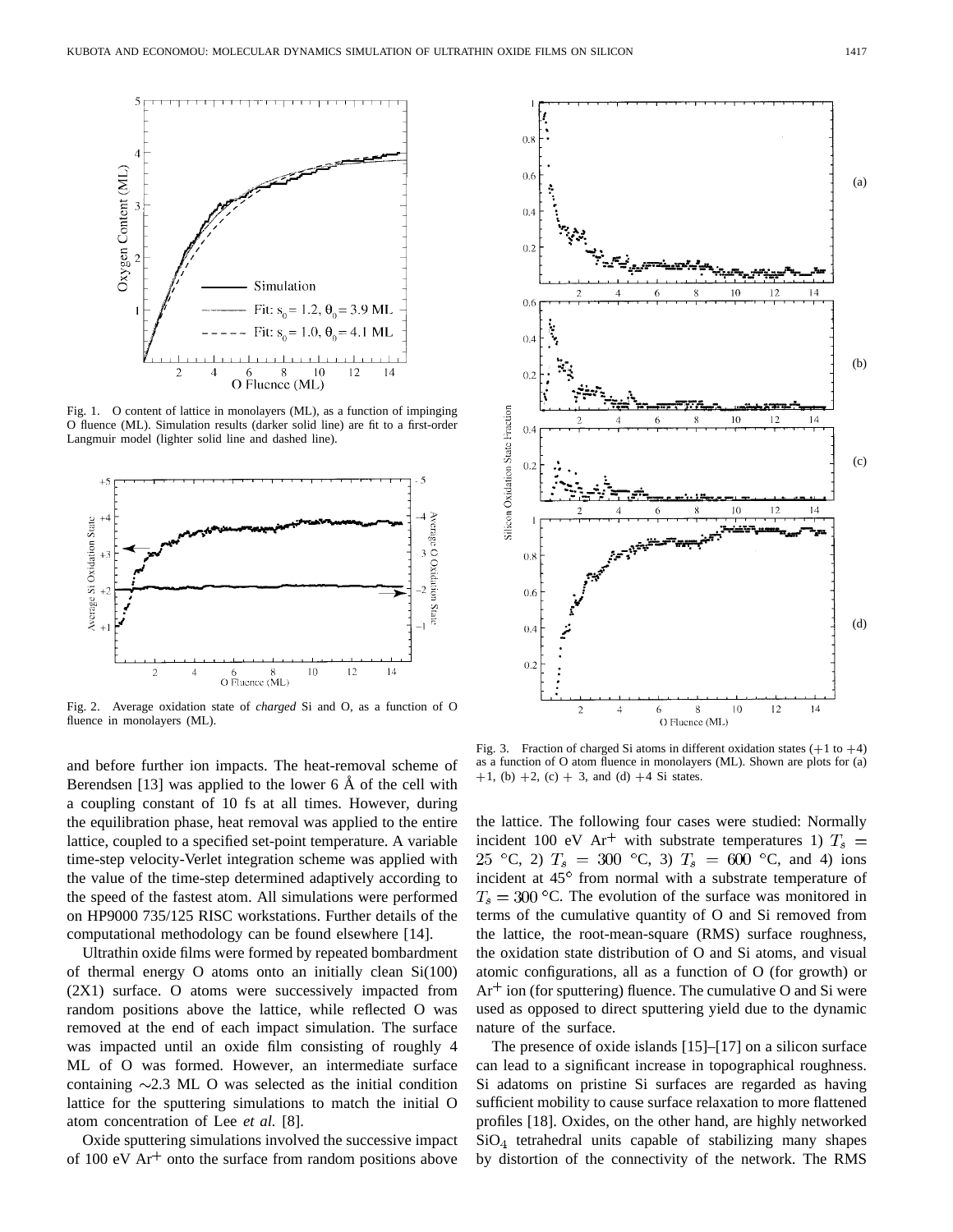Fig. 1. O content of lattice in monolayers (ML), as a function of impinging O fluence (ML). Simulation results (darker solid line) are fit to a first-order Langmuir model (lighter solid line and dashed line).

Fig. 2. Average oxidation state of *charged* Si and O, as a function of O fluence in monolayers (ML).

Fig. 3. Fraction of charged Si atoms in different oxidation states (+1 to +4) as a function of O atom fluence in monolayers (ML). Shown are plots for (a) +1, (b) +2, (c) + 3, and (d) +4 Si states.

and before further ion impacts. The heat-removal scheme of Berendsen [13] was applied to the lower 6 Å of the cell with a coupling constant of 10 fs at all times. However, during the equilibration phase, heat removal was applied to the entire lattice, coupled to a specified set-point temperature. A variable time-step velocity-Verlet integration scheme was applied with the value of the time-step determined adaptively according to the speed of the fastest atom. All simulations were performed on HP9000 735/125 RISC workstations. Further details of the computational methodology can be found elsewhere [14].

Ultrathin oxide films were formed by repeated bombardment of thermal energy O atoms onto an initially clean Si(100) (2X1) surface. O atoms were successively impacted from random positions above the lattice, while reflected O was removed at the end of each impact simulation. The surface was impacted until an oxide film consisting of roughly 4 ML of O was formed. However, an intermediate surface containing ~2.3 ML O was selected as the initial condition lattice for the sputtering simulations to match the initial O atom concentration of Lee *et al.* [8].

Oxide sputtering simulations involved the successive impact of 100 eV $Ar^+$ onto the surface from random positions above the lattice. The following four cases were studied: Normally incident 100 eV $Ar^+$ with substrate temperatures 1) $T_s = 25$ °C, 2) $T_s = 300$ °C, 3) $T_s = 600$ °C, and 4) ions incident at 45° from normal with a substrate temperature of $T_s = 300$ °C. The evolution of the surface was monitored in terms of the cumulative quantity of O and Si removed from the lattice, the root-mean-square (RMS) surface roughness, the oxidation state distribution of O and Si atoms, and visual atomic configurations, all as a function of O (for growth) or $Ar^+$ ion (for sputtering) fluence. The cumulative O and Si were used as opposed to direct sputtering yield due to the dynamic nature of the surface.

The presence of oxide islands [15]–[17] on a silicon surface can lead to a significant increase in topographical roughness. Si adatoms on pristine Si surfaces are regarded as having sufficient mobility to cause surface relaxation to more flattened profiles [18]. Oxides, on the other hand, are highly networked $SiO_4$ tetrahedral units capable of stabilizing many shapes by distortion of the connectivity of the network. The RMS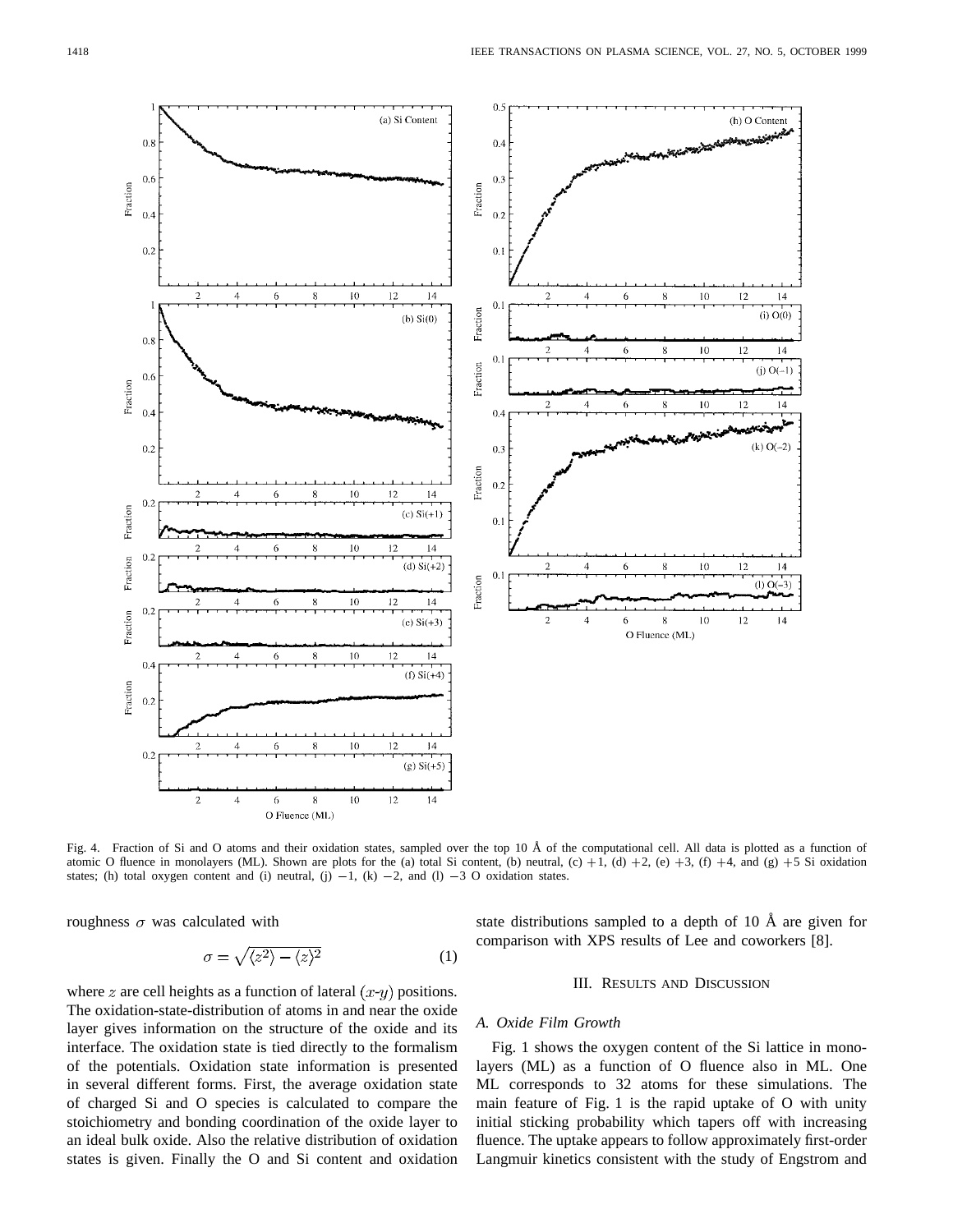Fig. 4. Fraction of Si and O atoms and their oxidation states, sampled over the top 10 Å of the computational cell. All data is plotted as a function of atomic O fluence in monolayers (ML). Shown are plots for the (a) total Si content, (b) neutral, (c) +1, (d) +2, (e) +3, (f) +4, and (g) +5 Si oxidation states; (h) total oxygen content and (i) neutral, (j) −1, (k) −2, and (l) −3 O oxidation states.

roughness $\sigma$ was calculated with

$$\sigma = \sqrt{\langle z^2 \rangle - \langle z \rangle^2} \quad (1)$$

where $z$ are cell heights as a function of lateral $(x\text{-}y)$ positions. The oxidation-state-distribution of atoms in and near the oxide layer gives information on the structure of the oxide and its interface. The oxidation state is tied directly to the formalism of the potentials. Oxidation state information is presented in several different forms. First, the average oxidation state of charged Si and O species is calculated to compare the stoichiometry and bonding coordination of the oxide layer to an ideal bulk oxide. Also the relative distribution of oxidation states is given. Finally the O and Si content and oxidation state distributions sampled to a depth of 10 Å are given for comparison with XPS results of Lee and coworkers [8].

## III. Results and Discussion

### A. Oxide Film Growth

Fig. 1 shows the oxygen content of the Si lattice in monolayers (ML) as a function of O fluence also in ML. One ML corresponds to 32 atoms for these simulations. The main feature of Fig. 1 is the rapid uptake of O with unity initial sticking probability which tapers off with increasing fluence. The uptake appears to follow approximately first-order Langmuir kinetics consistent with the study of Engstrom and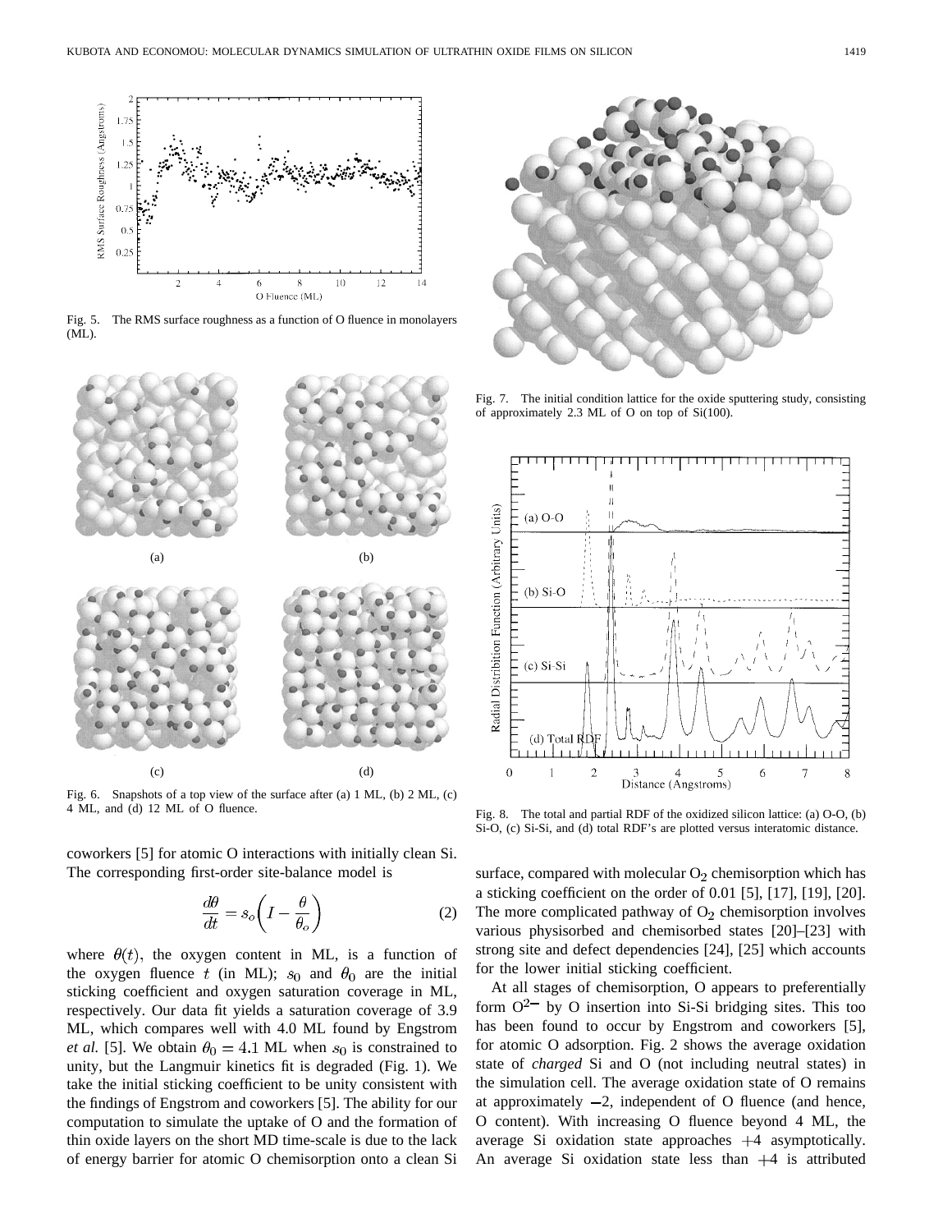Fig. 5. The RMS surface roughness as a function of O fluence in monolayers (ML).

Fig. 6. Snapshots of a top view of the surface after (a) 1 ML, (b) 2 ML, (c) 4 ML, and (d) 12 ML of O fluence.

coworkers [5] for atomic O interactions with initially clean Si. The corresponding first-order site-balance model is

$$\frac{d\theta}{dt} = s_o\left(I - \frac{\theta}{\theta_o}\right) \tag{2}$$

where $\theta(t)$, the oxygen content in ML, is a function of the oxygen fluence $t$ (in ML); $s_0$ and $\theta_0$ are the initial sticking coefficient and oxygen saturation coverage in ML, respectively. Our data fit yields a saturation coverage of 3.9 ML, which compares well with 4.0 ML found by Engstrom *et al.* [5]. We obtain $\theta_0 = 4.1$ ML when $s_0$ is constrained to unity, but the Langmuir kinetics fit is degraded (Fig. 1). We take the initial sticking coefficient to be unity consistent with the findings of Engstrom and coworkers [5]. The ability for our computation to simulate the uptake of O and the formation of thin oxide layers on the short MD time-scale is due to the lack of energy barrier for atomic O chemisorption onto a clean Si surface, compared with molecular $O_2$ chemisorption which has a sticking coefficient on the order of 0.01 [5], [17], [19], [20]. The more complicated pathway of $O_2$ chemisorption involves various physisorbed and chemisorbed states [20]–[23] with strong site and defect dependencies [24], [25] which accounts for the lower initial sticking coefficient.

At all stages of chemisorption, O appears to preferentially form $O^{2-}$ by O insertion into Si-Si bridging sites. This too has been found to occur by Engstrom and coworkers [5], for atomic O adsorption. Fig. 2 shows the average oxidation state of *charged* Si and O (not including neutral states) in the simulation cell. The average oxidation state of O remains at approximately $-2$, independent of O fluence (and hence, O content). With increasing O fluence beyond 4 ML, the average Si oxidation state approaches $+4$ asymptotically. An average Si oxidation state less than $+4$ is attributed

Fig. 7. The initial condition lattice for the oxide sputtering study, consisting of approximately 2.3 ML of O on top of Si(100).

Fig. 8. The total and partial RDF of the oxidized silicon lattice: (a) O-O, (b) Si-O, (c) Si-Si, and (d) total RDF's are plotted versus interatomic distance.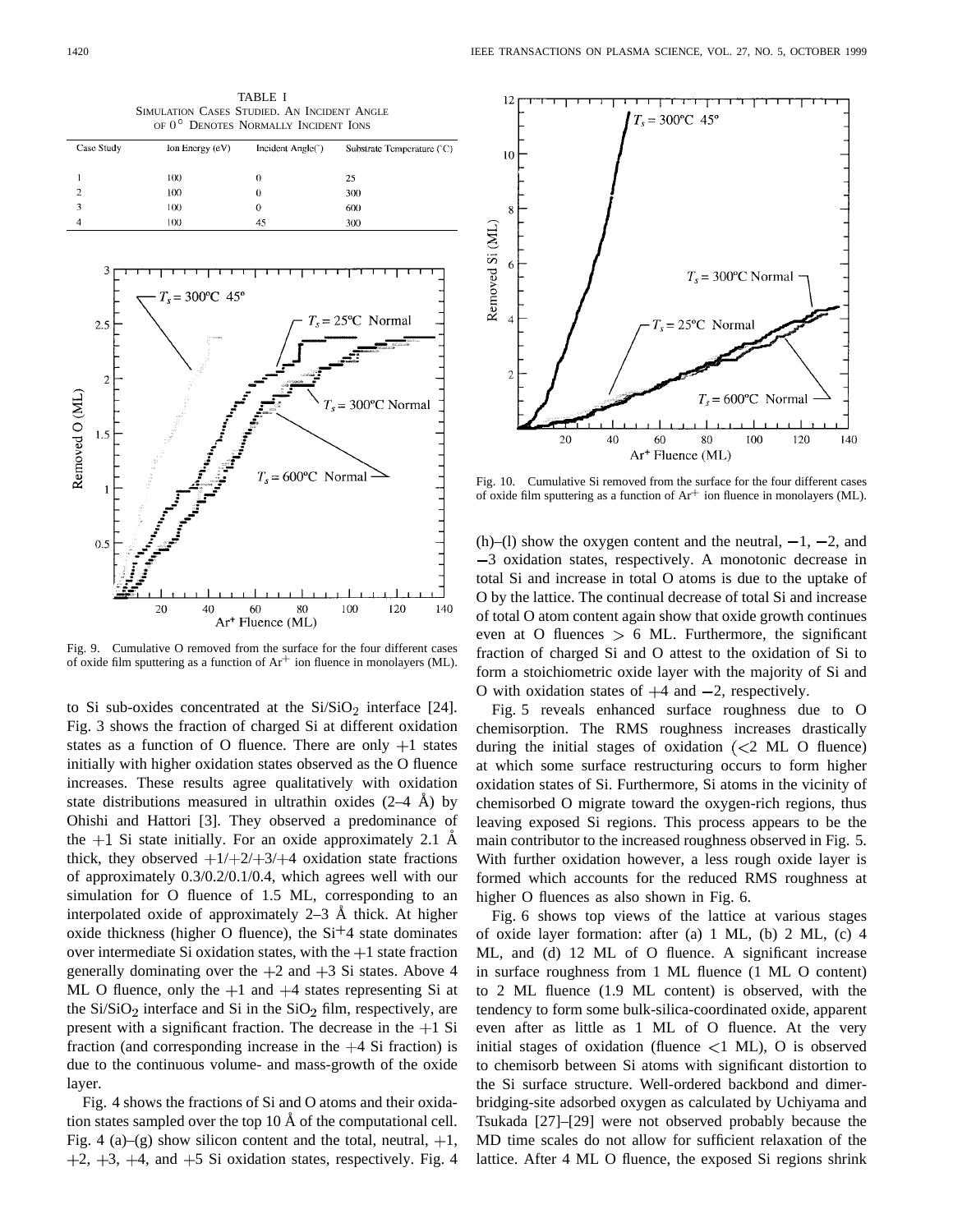TABLE I
SIMULATION CASES STUDIED. AN INCIDENT ANGLE OF 0° DENOTES NORMALLY INCIDENT IONS

| Case Study | Ion Energy (eV) | Incident Angle(°) | Substrate Temperature (°C) |
|---|---|---|---|
| 1 | 100 | 0 | 25 |
| 2 | 100 | 0 | 300 |
| 3 | 100 | 0 | 600 |
| 4 | 100 | 45 | 300 |

Fig. 9. Cumulative O removed from the surface for the four different cases of oxide film sputtering as a function of $Ar^+$ ion fluence in monolayers (ML).

Fig. 10. Cumulative Si removed from the surface for the four different cases of oxide film sputtering as a function of $Ar^+$ ion fluence in monolayers (ML).

to Si sub-oxides concentrated at the $Si/SiO_2$ interface [24]. Fig. 3 shows the fraction of charged Si at different oxidation states as a function of O fluence. There are only +1 states initially with higher oxidation states observed as the O fluence increases. These results agree qualitatively with oxidation state distributions measured in ultrathin oxides (2–4 Å) by Ohishi and Hattori [3]. They observed a predominance of the +1 Si state initially. For an oxide approximately 2.1 Å thick, they observed +1/+2/+3/+4 oxidation state fractions of approximately 0.3/0.2/0.1/0.4, which agrees well with our simulation for O fluence of 1.5 ML, corresponding to an interpolated oxide of approximately 2–3 Å thick. At higher oxide thickness (higher O fluence), the $Si^{+4}$ state dominates over intermediate Si oxidation states, with the +1 state fraction generally dominating over the +2 and +3 Si states. Above 4 ML O fluence, only the +1 and +4 states representing Si at the $Si/SiO_2$ interface and Si in the $SiO_2$ film, respectively, are present with a significant fraction. The decrease in the +1 Si fraction (and corresponding increase in the +4 Si fraction) is due to the continuous volume- and mass-growth of the oxide layer.

Fig. 4 shows the fractions of Si and O atoms and their oxidation states sampled over the top 10 Å of the computational cell. Fig. 4 (a)–(g) show silicon content and the total, neutral, +1, +2, +3, +4, and +5 Si oxidation states, respectively. Fig. 4 (h)–(l) show the oxygen content and the neutral, −1, −2, and −3 oxidation states, respectively. A monotonic decrease in total Si and increase in total O atoms is due to the uptake of O by the lattice. The continual decrease of total Si and increase of total O atom content again show that oxide growth continues even at O fluences > 6 ML. Furthermore, the significant fraction of charged Si and O attest to the oxidation of Si to form a stoichiometric oxide layer with the majority of Si and O with oxidation states of +4 and −2, respectively.

Fig. 5 reveals enhanced surface roughness due to O chemisorption. The RMS roughness increases drastically during the initial stages of oxidation (<2 ML O fluence) at which some surface restructuring occurs to form higher oxidation states of Si. Furthermore, Si atoms in the vicinity of chemisorbed O migrate toward the oxygen-rich regions, thus leaving exposed Si regions. This process appears to be the main contributor to the increased roughness observed in Fig. 5. With further oxidation however, a less rough oxide layer is formed which accounts for the reduced RMS roughness at higher O fluences as also shown in Fig. 6.

Fig. 6 shows top views of the lattice at various stages of oxide layer formation: after (a) 1 ML, (b) 2 ML, (c) 4 ML, and (d) 12 ML of O fluence. A significant increase in surface roughness from 1 ML fluence (1 ML O content) to 2 ML fluence (1.9 ML content) is observed, with the tendency to form some bulk-silica-coordinated oxide, apparent even after as little as 1 ML of O fluence. At the very initial stages of oxidation (fluence <1 ML), O is observed to chemisorb between Si atoms with significant distortion to the Si surface structure. Well-ordered backbond and dimer-bridging-site adsorbed oxygen as calculated by Uchiyama and Tsukada [27]–[29] were not observed probably because the MD time scales do not allow for sufficient relaxation of the lattice. After 4 ML O fluence, the exposed Si regions shrink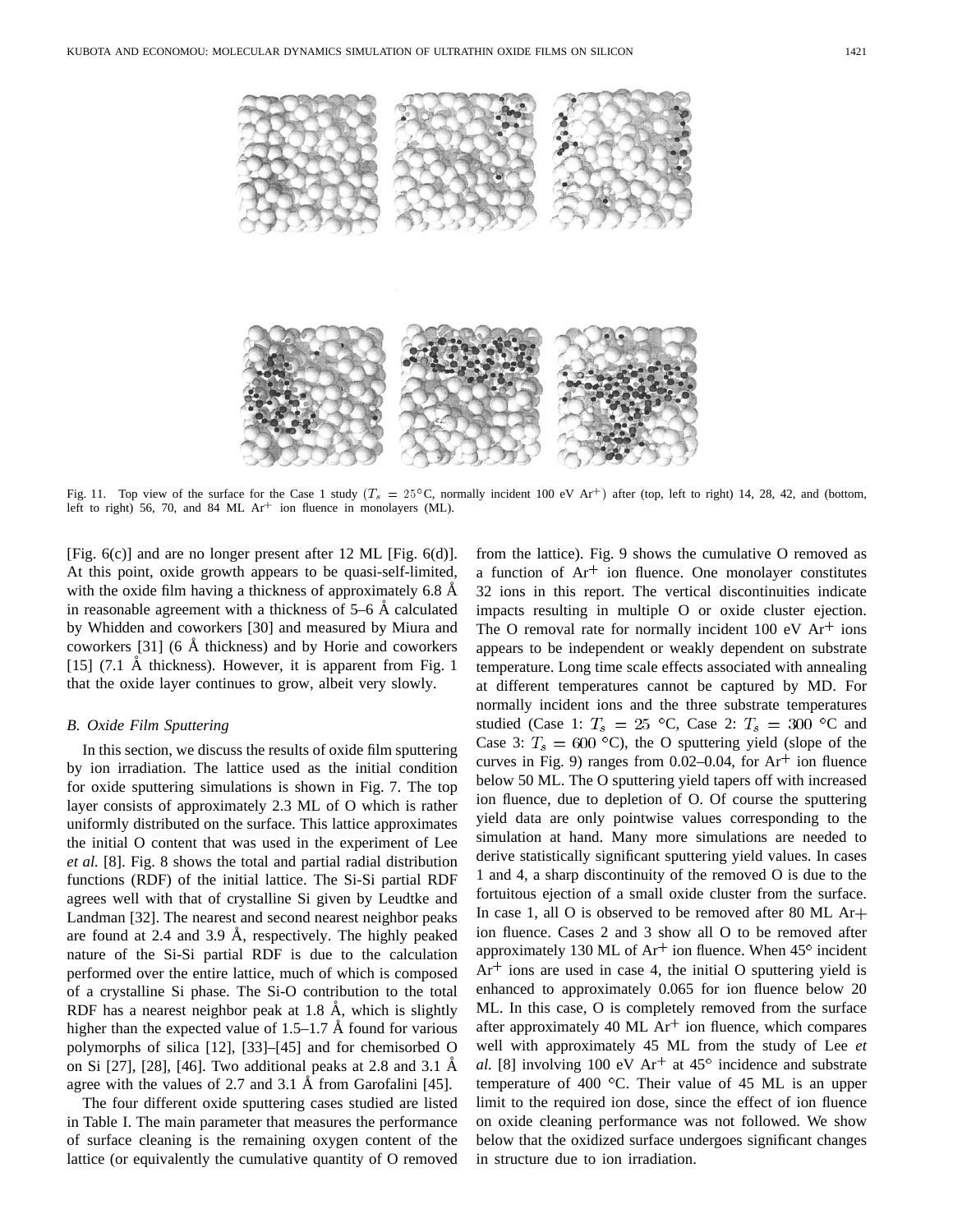Fig. 11. Top view of the surface for the Case 1 study ($T_s = 25°$C, normally incident 100 eV $Ar^+$) after (top, left to right) 14, 28, 42, and (bottom, left to right) 56, 70, and 84 ML $Ar^+$ ion fluence in monolayers (ML).

[Fig. 6(c)] and are no longer present after 12 ML [Fig. 6(d)]. At this point, oxide growth appears to be quasi-self-limited, with the oxide film having a thickness of approximately 6.8 Å in reasonable agreement with a thickness of 5–6 Å calculated by Whidden and coworkers [30] and measured by Miura and coworkers [31] (6 Å thickness) and by Horie and coworkers [15] (7.1 Å thickness). However, it is apparent from Fig. 1 that the oxide layer continues to grow, albeit very slowly.

### B. Oxide Film Sputtering

In this section, we discuss the results of oxide film sputtering by ion irradiation. The lattice used as the initial condition for oxide sputtering simulations is shown in Fig. 7. The top layer consists of approximately 2.3 ML of O which is rather uniformly distributed on the surface. This lattice approximates the initial O content that was used in the experiment of Lee *et al.* [8]. Fig. 8 shows the total and partial radial distribution functions (RDF) of the initial lattice. The Si-Si partial RDF agrees well with that of crystalline Si given by Leudtke and Landman [32]. The nearest and second nearest neighbor peaks are found at 2.4 and 3.9 Å, respectively. The highly peaked nature of the Si-Si partial RDF is due to the calculation performed over the entire lattice, much of which is composed of a crystalline Si phase. The Si-O contribution to the total RDF has a nearest neighbor peak at 1.8 Å, which is slightly higher than the expected value of 1.5–1.7 Å found for various polymorphs of silica [12], [33]–[45] and for chemisorbed O on Si [27], [28], [46]. Two additional peaks at 2.8 and 3.1 Å agree with the values of 2.7 and 3.1 Å from Garofalini [45].

The four different oxide sputtering cases studied are listed in Table I. The main parameter that measures the performance of surface cleaning is the remaining oxygen content of the lattice (or equivalently the cumulative quantity of O removed from the lattice). Fig. 9 shows the cumulative O removed as a function of $Ar^+$ ion fluence. One monolayer constitutes 32 ions in this report. The vertical discontinuities indicate impacts resulting in multiple O or oxide cluster ejection. The O removal rate for normally incident 100 eV $Ar^+$ ions appears to be independent or weakly dependent on substrate temperature. Long time scale effects associated with annealing at different temperatures cannot be captured by MD. For normally incident ions and the three substrate temperatures studied (Case 1: $T_s = 25$ °C, Case 2: $T_s = 300$ °C and Case 3: $T_s = 600$ °C), the O sputtering yield (slope of the curves in Fig. 9) ranges from 0.02–0.04, for $Ar^+$ ion fluence below 50 ML. The O sputtering yield tapers off with increased ion fluence, due to depletion of O. Of course the sputtering yield data are only pointwise values corresponding to the simulation at hand. Many more simulations are needed to derive statistically significant sputtering yield values. In cases 1 and 4, a sharp discontinuity of the removed O is due to the fortuitous ejection of a small oxide cluster from the surface. In case 1, all O is observed to be removed after 80 ML $Ar+$ ion fluence. Cases 2 and 3 show all O to be removed after approximately 130 ML of $Ar^+$ ion fluence. When 45° incident $Ar^+$ ions are used in case 4, the initial O sputtering yield is enhanced to approximately 0.065 for ion fluence below 20 ML. In this case, O is completely removed from the surface after approximately 40 ML $Ar^+$ ion fluence, which compares well with approximately 45 ML from the study of Lee *et al.* [8] involving 100 eV $Ar^+$ at 45° incidence and substrate temperature of 400 °C. Their value of 45 ML is an upper limit to the required ion dose, since the effect of ion fluence on oxide cleaning performance was not followed. We show below that the oxidized surface undergoes significant changes in structure due to ion irradiation.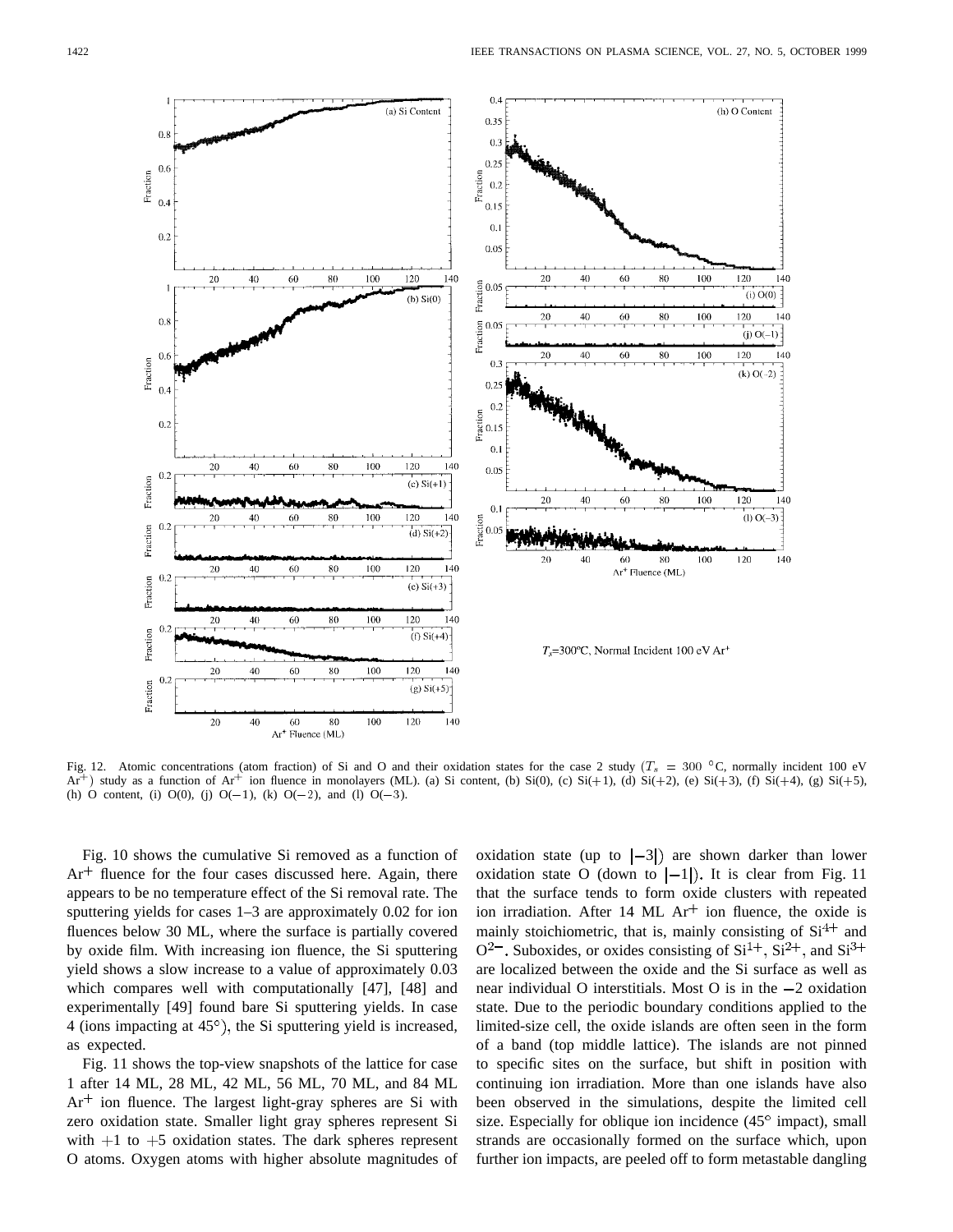Fig. 12. Atomic concentrations (atom fraction) of Si and O and their oxidation states for the case 2 study ($T_s$ = 300 °C, normally incident 100 eV $Ar^+$) study as a function of $Ar^+$ ion fluence in monolayers (ML). (a) Si content, (b) Si(0), (c) Si(+1), (d) Si(+2), (e) Si(+3), (f) Si(+4), (g) Si(+5), (h) O content, (i) O(0), (j) O(−1), (k) O(−2), and (l) O(−3).

Fig. 10 shows the cumulative Si removed as a function of $Ar^+$ fluence for the four cases discussed here. Again, there appears to be no temperature effect of the Si removal rate. The sputtering yields for cases 1–3 are approximately 0.02 for ion fluences below 30 ML, where the surface is partially covered by oxide film. With increasing ion fluence, the Si sputtering yield shows a slow increase to a value of approximately 0.03 which compares well with computationally [47], [48] and experimentally [49] found bare Si sputtering yields. In case 4 (ions impacting at 45°), the Si sputtering yield is increased, as expected.

Fig. 11 shows the top-view snapshots of the lattice for case 1 after 14 ML, 28 ML, 42 ML, 56 ML, 70 ML, and 84 ML $Ar^+$ ion fluence. The largest light-gray spheres are Si with zero oxidation state. Smaller light gray spheres represent Si with +1 to +5 oxidation states. The dark spheres represent O atoms. Oxygen atoms with higher absolute magnitudes of oxidation state (up to $|-3|$) are shown darker than lower oxidation state O (down to $|-1|$). It is clear from Fig. 11 that the surface tends to form oxide clusters with repeated ion irradiation. After 14 ML $Ar^+$ ion fluence, the oxide is mainly stoichiometric, that is, mainly consisting of $Si^{4+}$ and $O^{2-}$. Suboxides, or oxides consisting of $Si^{1+}$, $Si^{2+}$, and $Si^{3+}$ are localized between the oxide and the Si surface as well as near individual O interstitials. Most O is in the −2 oxidation state. Due to the periodic boundary conditions applied to the limited-size cell, the oxide islands are often seen in the form of a band (top middle lattice). The islands are not pinned to specific sites on the surface, but shift in position with continuing ion irradiation. More than one islands have also been observed in the simulations, despite the limited cell size. Especially for oblique ion incidence (45° impact), small strands are occasionally formed on the surface which, upon further ion impacts, are peeled off to form metastable dangling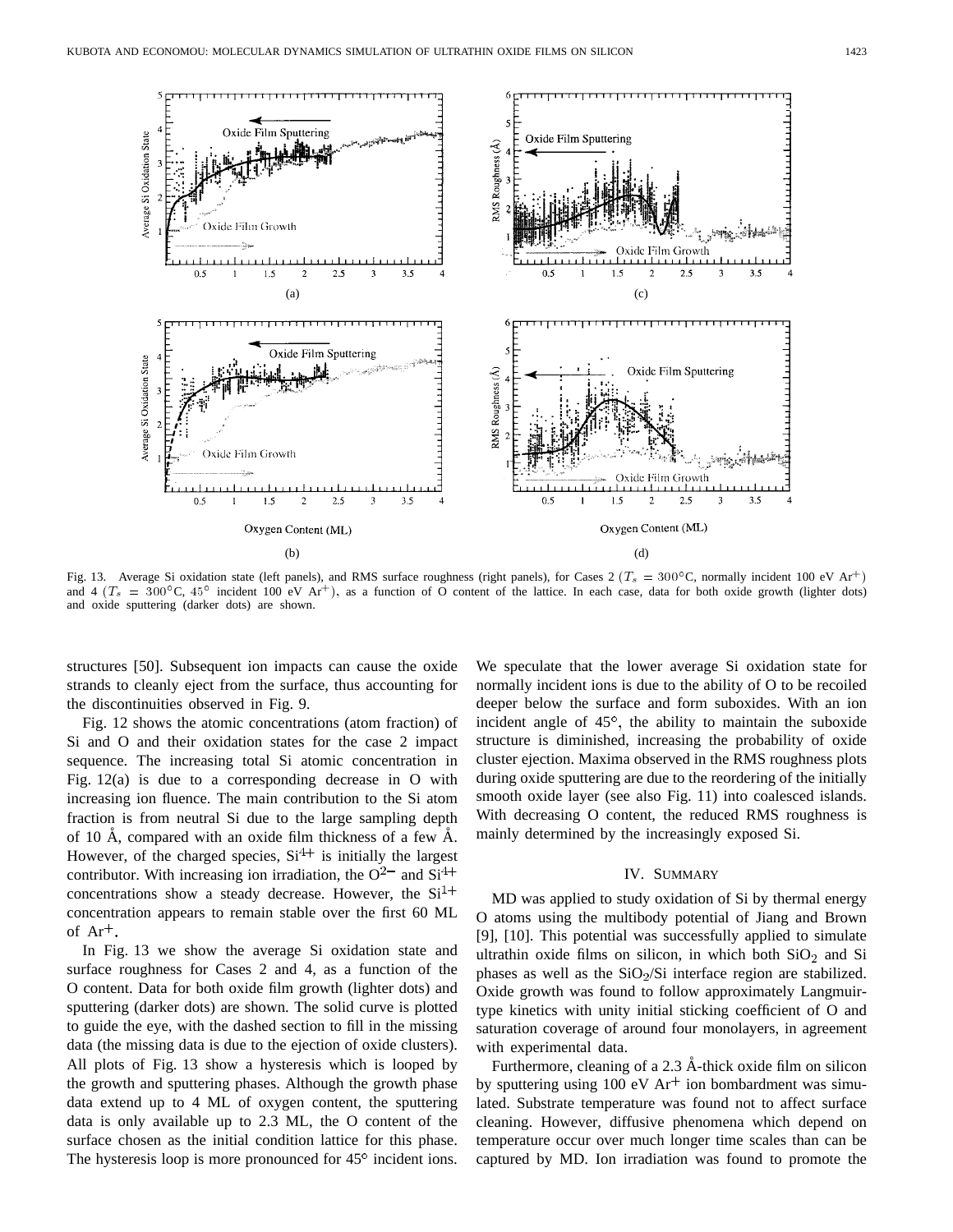Fig. 13. Average Si oxidation state (left panels), and RMS surface roughness (right panels), for Cases 2 ($T_s = 300$°C, normally incident 100 eV $Ar^+$) and 4 ($T_s = 300$°C, 45° incident 100 eV $Ar^+$), as a function of O content of the lattice. In each case, data for both oxide growth (lighter dots) and oxide sputtering (darker dots) are shown.

structures [50]. Subsequent ion impacts can cause the oxide strands to cleanly eject from the surface, thus accounting for the discontinuities observed in Fig. 9.

Fig. 12 shows the atomic concentrations (atom fraction) of Si and O and their oxidation states for the case 2 impact sequence. The increasing total Si atomic concentration in Fig. 12(a) is due to a corresponding decrease in O with increasing ion fluence. The main contribution to the Si atom fraction is from neutral Si due to the large sampling depth of 10 Å, compared with an oxide film thickness of a few Å. However, of the charged species, $Si^{4+}$ is initially the largest contributor. With increasing ion irradiation, the $O^{2-}$ and $Si^{4+}$ concentrations show a steady decrease. However, the $Si^{1+}$ concentration appears to remain stable over the first 60 ML of $Ar^+$.

In Fig. 13 we show the average Si oxidation state and surface roughness for Cases 2 and 4, as a function of the O content. Data for both oxide film growth (lighter dots) and sputtering (darker dots) are shown. The solid curve is plotted to guide the eye, with the dashed section to fill in the missing data (the missing data is due to the ejection of oxide clusters). All plots of Fig. 13 show a hysteresis which is looped by the growth and sputtering phases. Although the growth phase data extend up to 4 ML of oxygen content, the sputtering data is only available up to 2.3 ML, the O content of the surface chosen as the initial condition lattice for this phase. The hysteresis loop is more pronounced for 45° incident ions. We speculate that the lower average Si oxidation state for normally incident ions is due to the ability of O to be recoiled deeper below the surface and form suboxides. With an ion incident angle of 45°, the ability to maintain the suboxide structure is diminished, increasing the probability of oxide cluster ejection. Maxima observed in the RMS roughness plots during oxide sputtering are due to the reordering of the initially smooth oxide layer (see also Fig. 11) into coalesced islands. With decreasing O content, the reduced RMS roughness is mainly determined by the increasingly exposed Si.

## IV. Summary

MD was applied to study oxidation of Si by thermal energy O atoms using the multibody potential of Jiang and Brown [9], [10]. This potential was successfully applied to simulate ultrathin oxide films on silicon, in which both $SiO_2$ and Si phases as well as the $SiO_2$/Si interface region are stabilized. Oxide growth was found to follow approximately Langmuir-type kinetics with unity initial sticking coefficient of O and saturation coverage of around four monolayers, in agreement with experimental data.

Furthermore, cleaning of a 2.3 Å-thick oxide film on silicon by sputtering using 100 eV $Ar^+$ ion bombardment was simulated. Substrate temperature was found not to affect surface cleaning. However, diffusive phenomena which depend on temperature occur over much longer time scales than can be captured by MD. Ion irradiation was found to promote the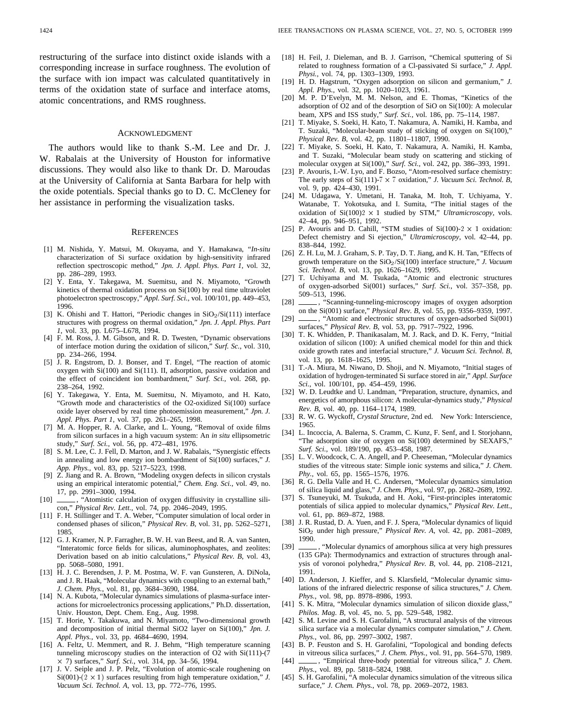restructuring of the surface into distinct oxide islands with a corresponding increase in surface roughness. The evolution of the surface with ion impact was calculated quantitatively in terms of the oxidation state of surface and interface atoms, atomic concentrations, and RMS roughness.

## Acknowledgment

The authors would like to thank S.-M. Lee and Dr. J. W. Rabalais at the University of Houston for informative discussions. They would also like to thank Dr. D. Maroudas at the University of California at Santa Barbara for help with the oxide potentials. Special thanks go to D. C. McCleney for her assistance in performing the visualization tasks.

## References

[1] M. Nishida, Y. Matsui, M. Okuyama, and Y. Hamakawa, "*In-situ* characterization of Si surface oxidation by high-sensitivity infrared reflection spectroscopic method," *Jpn. J. Appl. Phys. Part 1*, vol. 32, pp. 286–289, 1993.

[2] Y. Enta, Y. Takegawa, M. Suemitsu, and N. Miyamoto, "Growth kinetics of thermal oxidation process on Si(100) by real time ultraviolet photoelectron spectroscopy," *Appl. Surf. Sci.*, vol. 100/101, pp. 449–453, 1996.

[3] K. Ohishi and T. Hattori, "Periodic changes in $SiO_2$/Si(111) interface structures with progress on thermal oxidation," *Jpn. J. Appl. Phys. Part 1*, vol. 33, pp. L675–L678, 1994.

[4] F. M. Ross, J. M. Gibson, and R. D. Twesten, "Dynamic observations of interface motion during the oxidation of silicon," *Surf. Sc.*, vol. 310, pp. 234–266, 1994.

[5] J. R. Engstrom, D. J. Bonser, and T. Engel, "The reaction of atomic oxygen with Si(100) and Si(111). II, adsorption, passive oxidation and the effect of coincident ion bombardment," *Surf. Sci.*, vol. 268, pp. 238–264, 1992.

[6] Y. Takegawa, Y. Enta, M. Suemitsu, N. Miyamoto, and H. Kato, "Growth mode and characteristics of the O2-oxidized Si(100) surface oxide layer observed by real time photoemission measurement," *Jpn. J. Appl. Phys. Part 1*, vol. 37, pp. 261–265, 1998.

[7] M. A. Hopper, R. A. Clarke, and L. Young, "Removal of oxide films from silicon surfaces in a high vacuum system: An *in situ* ellipsometric study," *Surf. Sci.*, vol. 56, pp. 472–481, 1976.

[8] S. M. Lee, C. J. Fell, D. Marton, and J. W. Rabalais, "Synergistic effects in annealing and low energy ion bombardment of Si(100) surfaces," *J. App. Phys.*, vol. 83, pp. 5217–5223, 1998.

[9] Z. Jiang and R. A. Brown, "Modeling oxygen defects in silicon crystals using an empirical interatomic potential," *Chem. Eng. Sci.*, vol. 49, no. 17, pp. 2991–3000, 1994.

[10] ——, "Atomistic calculation of oxygen diffusivity in crystalline silicon," *Physical Rev. Lett.*, vol. 74, pp. 2046–2049, 1995.

[11] F. H. Stillinger and T. A. Weber, "Computer simulation of local order in condensed phases of silicon," *Physical Rev. B*, vol. 31, pp. 5262–5271, 1985.

[12] G. J. Kramer, N. P. Farragher, B. W. H. van Beest, and R. A. van Santen, "Interatomic force fields for silicas, aluminophosphates, and zeolites: Derivation based on ab initio calculations," *Physical Rev. B*, vol. 43, pp. 5068–5080, 1991.

[13] H. J. C. Berendsen, J. P. M. Postma, W. F. van Gunsteren, A. DiNola, and J. R. Haak, "Molecular dynamics with coupling to an external bath," *J. Chem. Phys.*, vol. 81, pp. 3684–3690, 1984.

[14] N. A. Kubota, "Molecular dynamics simulations of plasma-surface interactions for microelectronics processing applications," Ph.D. dissertation, Univ. Houston, Dept. Chem. Eng., Aug. 1998.

[15] T. Horie, Y. Takakuwa, and N. Miyamoto, "Two-dimensional growth and decomposition of initial thermal SiO2 layer on Si(100)," *Jpn. J. Appl. Phys.*, vol. 33, pp. 4684–4690, 1994.

[16] A. Feltz, U. Memmert, and R. J. Behm, "High temperature scanning tunneling microscopy studies on the interaction of O2 with Si(111)-(7 $\times$ 7) surfaces," *Surf. Sci.*, vol. 314, pp. 34–56, 1994.

[17] J. V. Seiple and J. P. Pelz, "Evolution of atomic-scale roughening on Si(001)-$(2 \times 1)$ surfaces resulting from high temperature oxidation," *J. Vacuum Sci. Technol. A*, vol. 13, pp. 772–776, 1995.

[18] H. Feil, J. Dieleman, and B. J. Garrison, "Chemical sputtering of Si related to roughness formation of a Cl-passivated Si surface," *J. Appl. Physi.*, vol. 74, pp. 1303–1309, 1993.

[19] H. D. Hagstrum, "Oxygen adsorption on silicon and germanium," *J. Appl. Phys.*, vol. 32, pp. 1020–1023, 1961.

[20] M. P. D'Evelyn, M. M. Nelson, and E. Thomas, "Kinetics of the adsorption of O2 and of the desorption of SiO on Si(100): A molecular beam, XPS and ISS study," *Surf. Sci.*, vol. 186, pp. 75–114, 1987.

[21] T. Miyake, S. Soeki, H. Kato, T. Nakamura, A. Namiki, H. Kamba, and T. Suzaki, "Molecular-beam study of sticking of oxygen on Si(100)," *Physical Rev. B*, vol. 42, pp. 11801–11807, 1990.

[22] T. Miyake, S. Soeki, H. Kato, T. Nakamura, A. Namiki, H. Kamba, and T. Suzaki, "Molecular beam study on scattering and sticking of molecular oxygen at Si(100)," *Surf. Sci.*, vol. 242, pp. 386–393, 1991.

[23] P. Avouris, I.-W. Lyo, and F. Bozso, "Atom-resolved surface chemistry: The early steps of Si(111)-$7 \times 7$ oxidation," *J. Vacuum Sci. Technol. B*, vol. 9, pp. 424–430, 1991.

[24] M. Udagawa, Y. Umetani, H. Tanaka, M. Itoh, T. Uchiyama, Y. Watanabe, T. Yokotsuka, and I. Sumita, "The initial stages of the oxidation of Si(100)$2 \times 1$ studied by STM," *Ultramicroscopy*, vols. 42–44, pp. 946–951, 1992.

[25] P. Avouris and D. Cahill, "STM studies of Si(100)-$2 \times 1$ oxidation: Defect chemistry and Si ejection," *Ultramicroscopy*, vol. 42–44, pp. 838–844, 1992.

[26] Z. H. Lu, M. J. Graham, S. P. Tay, D. T. Jiang, and K. H. Tan, "Effects of growth temperature on the $SiO_2$/Si(100) interface structure," *J. Vacuum Sci. Technol. B*, vol. 13, pp. 1626–1629, 1995.

[27] T. Uchiyama and M. Tsukada, "Atomic and electronic structures of oxygen-adsorbed Si(001) surfaces," *Surf. Sci.*, vol. 357–358, pp. 509–513, 1996.

[28] ——, "Scanning-tunneling-microscopy images of oxygen adsorption on the Si(001) surface," *Physical Rev. B*, vol. 55, pp. 9356–9359, 1997.

[29] ——, "Atomic and electronic structures of oxygen-adsorbed Si(001) surfaces," *Physical Rev. B*, vol. 53, pp. 7917–7922, 1996.

[30] T. K. Whidden, P. Thanikasalam, M. J. Rack, and D. K. Ferry, "Initial oxidation of silicon (100): A unified chemical model for thin and thick oxide growth rates and interfacial structure," *J. Vacuum Sci. Technol. B*, vol. 13, pp. 1618–1625, 1995.

[31] T.-A. Miura, M. Niwano, D. Shoji, and N. Miyamoto, "Initial stages of oxidation of hydrogen-terminated Si surface stored in air," *Appl. Surface Sci.*, vol. 100/101, pp. 454–459, 1996.

[32] W. D. Leudtke and U. Landman, "Preparation, structure, dynamics, and energetics of amorphous silicon: A molecular-dynamics study," *Physical Rev. B*, vol. 40, pp. 1164–1174, 1989.

[33] R. W. G. Wyckoff, *Crystal Structure*, 2nd ed. New York: Interscience, 1965.

[34] L. Incoccia, A. Balerna, S. Cramm, C. Kunz, F. Senf, and I. Storjohann, "The adsorption site of oxygen on Si(100) determined by SEXAFS," *Surf. Sci.*, vol. 189/190, pp. 453–458, 1987.

[35] L. V. Woodcock, C. A. Angell, and P. Cheeseman, "Molecular dynamics studies of the vitreous state: Simple ionic systems and silica," *J. Chem. Phy.*, vol. 65, pp. 1565–1576, 1976.

[36] R. G. Della Valle and H. C. Andersen, "Molecular dynamics simulation of silica liquid and glass," *J. Chem. Phys.*, vol. 97, pp. 2682–2689, 1992.

[37] S. Tsuneyuki, M. Tsukuda, and H. Aoki, "First-principles interatomic potentials of silica appied to molecular dynamics," *Physical Rev. Lett.*, vol. 61, pp. 869–872, 1988.

[38] J. R. Rustad, D. A. Yuen, and F. J. Spera, "Molecular dynamics of liquid $SiO_2$ under high pressure," *Physical Rev. A*, vol. 42, pp. 2081–2089, 1990.

[39] ——, "Molecular dynamics of amorphous silica at very high pressures (135 GPa): Thermodynamics and extraction of structures through analysis of voronoi polyhedra," *Physical Rev. B*, vol. 44, pp. 2108–2121, 1991.

[40] D. Anderson, J. Kieffer, and S. Klarsfield, "Molecular dynamic simulations of the infrared dielectric response of silica structures," *J. Chem. Phys.*, vol. 98, pp. 8978–8986, 1993.

[41] S. K. Mitra, "Molecular dynamics simulation of silicon dioxide glass," *Philos. Mag. B*, vol. 45, no. 5, pp. 529–548, 1982.

[42] S. M. Levine and S. H. Garofalini, "A structural analysis of the vitreous silica surface via a molecular dynamics computer simulation," *J. Chem. Phys.*, vol. 86, pp. 2997–3002, 1987.

[43] B. P. Feuston and S. H. Garofalini, "Topological and bonding defects in vitreous silica surfaces," *J. Chem. Phys.*, vol. 91, pp. 564–570, 1989.

[44] ——, "Empirical three-body potential for vitreous silica," *J. Chem. Phys.*, vol. 89, pp. 5818–5824, 1988.

[45] S. H. Garofalini, "A molecular dynamics simulation of the vitreous silica surface," *J. Chem. Phys.*, vol. 78, pp. 2069–2072, 1983.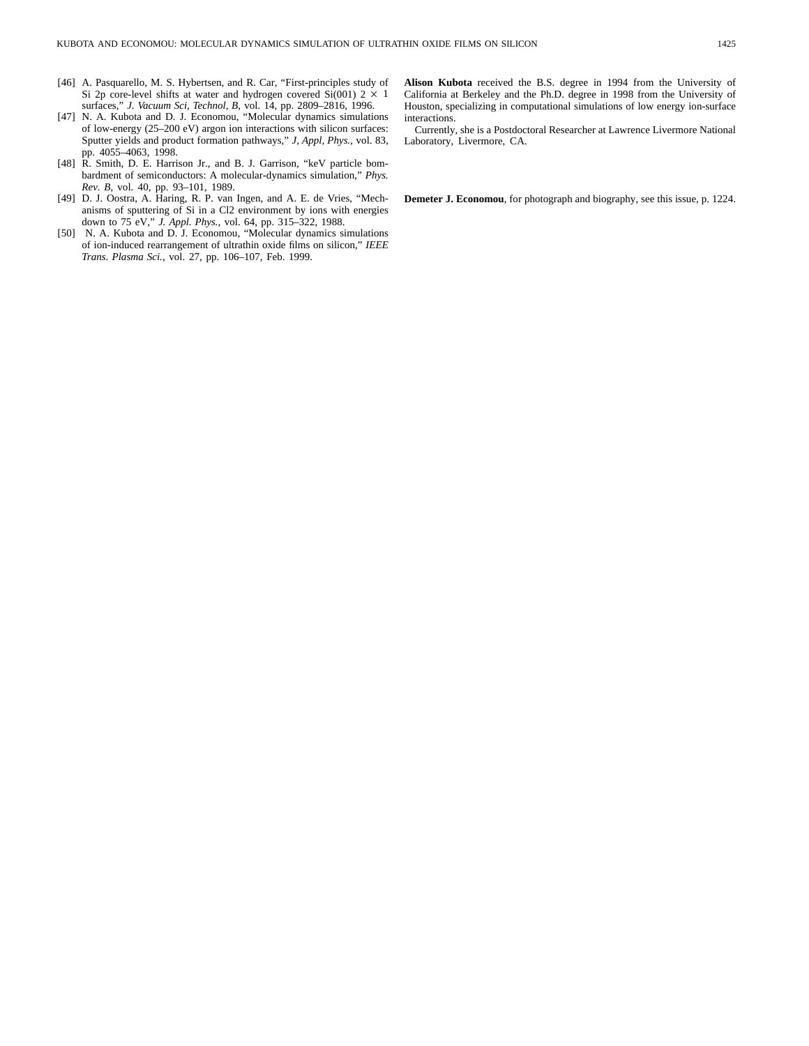[46] A. Pasquarello, M. S. Hybertsen, and R. Car, "First-principles study of Si 2p core-level shifts at water and hydrogen covered Si(001) 2 × 1 surfaces," *J. Vacuum Sci, Technol, B*, vol. 14, pp. 2809–2816, 1996.

[47] N. A. Kubota and D. J. Economou, "Molecular dynamics simulations of low-energy (25–200 eV) argon ion interactions with silicon surfaces: Sputter yields and product formation pathways," *J, Appl, Phys.*, vol. 83, pp. 4055–4063, 1998.

[48] R. Smith, D. E. Harrison Jr., and B. J. Garrison, "keV particle bombardment of semiconductors: A molecular-dynamics simulation," *Phys. Rev. B*, vol. 40, pp. 93–101, 1989.

[49] D. J. Oostra, A. Haring, R. P. van Ingen, and A. E. de Vries, "Mechanisms of sputtering of Si in a Cl2 environment by ions with energies down to 75 eV," *J. Appl. Phys.*, vol. 64, pp. 315–322, 1988.

[50] N. A. Kubota and D. J. Economou, "Molecular dynamics simulations of ion-induced rearrangement of ultrathin oxide films on silicon," *IEEE Trans. Plasma Sci.*, vol. 27, pp. 106–107, Feb. 1999.

**Alison Kubota** received the B.S. degree in 1994 from the University of California at Berkeley and the Ph.D. degree in 1998 from the University of Houston, specializing in computational simulations of low energy ion-surface interactions.

Currently, she is a Postdoctoral Researcher at Lawrence Livermore National Laboratory, Livermore, CA.

**Demeter J. Economou**, for photograph and biography, see this issue, p. 1224.